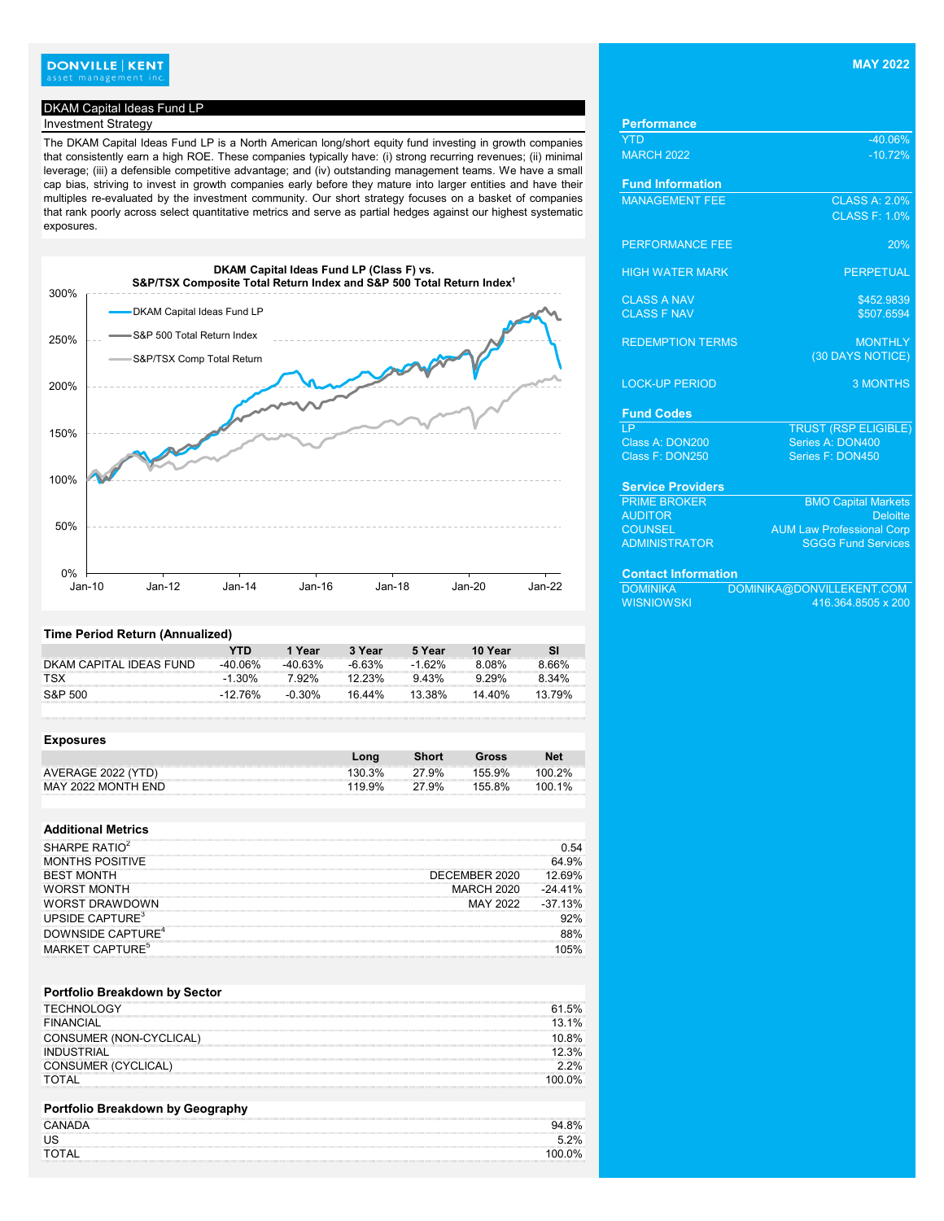DONVILLE | KENT
asset management inc.

**MAY 2022**

## DKAM Capital Ideas Fund LP

### Investment Strategy

The DKAM Capital Ideas Fund LP is a North American long/short equity fund investing in growth companies that consistently earn a high ROE. These companies typically have: (i) strong recurring revenues; (ii) minimal leverage; (iii) a defensible competitive advantage; and (iv) outstanding management teams. We have a small cap bias, striving to invest in growth companies early before they mature into larger entities and have their multiples re-evaluated by the investment community. Our short strategy focuses on a basket of companies that rank poorly across select quantitative metrics and serve as partial hedges against our highest systematic exposures.

**DKAM Capital Ideas Fund LP (Class F) vs. S&P/TSX Composite Total Return Index and S&P 500 Total Return Index[1]**

- DKAM Capital Ideas Fund LP
- S&P 500 Total Return Index
- S&P/TSX Comp Total Return

### Time Period Return (Annualized)

| | YTD | 1 Year | 3 Year | 5 Year | 10 Year | SI |
|---|---|---|---|---|---|---|
| DKAM CAPITAL IDEAS FUND | -40.06% | -40.63% | -6.63% | -1.62% | 8.08% | 8.66% |
| TSX | -1.30% | 7.92% | 12.23% | 9.43% | 9.29% | 8.34% |
| S&P 500 | -12.76% | -0.30% | 16.44% | 13.38% | 14.40% | 13.79% |

### Exposures

| | Long | Short | Gross | Net |
|---|---|---|---|---|
| AVERAGE 2022 (YTD) | 130.3% | 27.9% | 155.9% | 100.2% |
| MAY 2022 MONTH END | 119.9% | 27.9% | 155.8% | 100.1% |

### Additional Metrics

| | | |
|---|---|---|
| SHARPE RATIO[2] | | 0.54 |
| MONTHS POSITIVE | | 64.9% |
| BEST MONTH | DECEMBER 2020 | 12.69% |
| WORST MONTH | MARCH 2020 | -24.41% |
| WORST DRAWDOWN | MAY 2022 | -37.13% |
| UPSIDE CAPTURE[3] | | 92% |
| DOWNSIDE CAPTURE[4] | | 88% |
| MARKET CAPTURE[5] | | 105% |

### Portfolio Breakdown by Sector

| | |
|---|---|
| TECHNOLOGY | 61.5% |
| FINANCIAL | 13.1% |
| CONSUMER (NON-CYCLICAL) | 10.8% |
| INDUSTRIAL | 12.3% |
| CONSUMER (CYCLICAL) | 2.2% |
| TOTAL | 100.0% |

### Portfolio Breakdown by Geography

| | |
|---|---|
| CANADA | 94.8% |
| US | 5.2% |
| TOTAL | 100.0% |

### Performance

| | |
|---|---|
| YTD | -40.06% |
| MARCH 2022 | -10.72% |

### Fund Information

| | |
|---|---|
| MANAGEMENT FEE | CLASS A: 2.0% <br> CLASS F: 1.0% |
| PERFORMANCE FEE | 20% |
| HIGH WATER MARK | PERPETUAL |
| CLASS A NAV | $452.9839 |
| CLASS F NAV | $507.6594 |
| REDEMPTION TERMS | MONTHLY (30 DAYS NOTICE) |
| LOCK-UP PERIOD | 3 MONTHS |

### Fund Codes

| LP | TRUST (RSP ELIGIBLE) |
|---|---|
| Class A: DON200 | Series A: DON400 |
| Class F: DON250 | Series F: DON450 |

### Service Providers

| | |
|---|---|
| PRIME BROKER | BMO Capital Markets |
| AUDITOR | Deloitte |
| COUNSEL | AUM Law Professional Corp |
| ADMINISTRATOR | SGGG Fund Services |

### Contact Information

| | |
|---|---|
| DOMINIKA WISNIOWSKI | DOMINIKA@DONVILLEKENT.COM <br> 416.364.8505 x 200 |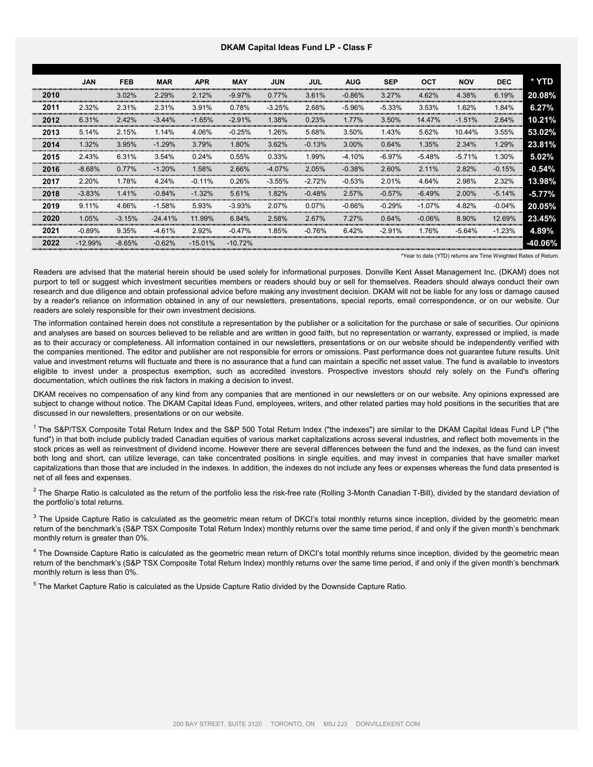**DKAM Capital Ideas Fund LP - Class F**

| | JAN | FEB | MAR | APR | MAY | JUN | JUL | AUG | SEP | OCT | NOV | DEC | * YTD |
|---|---|---|---|---|---|---|---|---|---|---|---|---|---|
| **2010** | | 3.02% | 2.29% | 2.12% | -9.97% | 0.77% | 3.61% | -0.86% | 3.27% | 4.62% | 4.38% | 6.19% | **20.08%** |
| **2011** | 2.32% | 2.31% | 2.31% | 3.91% | 0.78% | -3.25% | 2.68% | -5.96% | -5.33% | 3.53% | 1.62% | 1.84% | **6.27%** |
| **2012** | 6.31% | 2.42% | -3.44% | -1.65% | -2.91% | 1.38% | 0.23% | 1.77% | 3.50% | 14.47% | -1.51% | 2.64% | **10.21%** |
| **2013** | 5.14% | 2.15% | 1.14% | 4.06% | -0.25% | 1.26% | 5.68% | 3.50% | 1.43% | 5.62% | 10.44% | 3.55% | **53.02%** |
| **2014** | 1.32% | 3.95% | -1.29% | 3.79% | 1.80% | 3.62% | -0.13% | 3.00% | 0.64% | 1.35% | 2.34% | 1.29% | **23.81%** |
| **2015** | 2.43% | 6.31% | 3.54% | 0.24% | 0.55% | 0.33% | 1.99% | -4.10% | -6.97% | -5.48% | -5.71% | 1.30% | **5.02%** |
| **2016** | -8.68% | 0.77% | -1.20% | 1.58% | 2.66% | -4.07% | 2.05% | -0.38% | 2.60% | 2.11% | 2.82% | -0.15% | **-0.54%** |
| **2017** | 2.20% | 1.78% | 4.24% | -0.11% | 0.26% | -3.55% | -2.72% | -0.53% | 2.01% | 4.64% | 2.98% | 2.32% | **13.98%** |
| **2018** | -3.83% | 1.41% | -0.84% | -1.32% | 5.61% | 1.82% | -0.48% | 2.57% | -0.57% | -6.49% | 2.00% | -5.14% | **-5.77%** |
| **2019** | 9.11% | 4.66% | -1.58% | 5.93% | -3.93% | 2.07% | 0.07% | -0.66% | -0.29% | -1.07% | 4.82% | -0.04% | **20.05%** |
| **2020** | 1.05% | -3.15% | -24.41% | 11.99% | 6.84% | 2.58% | 2.67% | 7.27% | 0.64% | -0.06% | 8.90% | 12.69% | **23.45%** |
| **2021** | -0.89% | 9.35% | -4.61% | 2.92% | -0.47% | 1.85% | -0.76% | 6.42% | -2.91% | 1.76% | -5.64% | -1.23% | **4.89%** |
| **2022** | -12.99% | -8.65% | -0.62% | -15.01% | -10.72% | | | | | | | | **-40.06%** |

*Year to date (YTD) returns are Time Weighted Rates of Return.

Readers are advised that the material herein should be used solely for informational purposes. Donville Kent Asset Management Inc. (DKAM) does not purport to tell or suggest which investment securities members or readers should buy or sell for themselves. Readers should always conduct their own research and due diligence and obtain professional advice before making any investment decision. DKAM will not be liable for any loss or damage caused by a reader's reliance on information obtained in any of our newsletters, presentations, special reports, email correspondence, or on our website. Our readers are solely responsible for their own investment decisions.

The information contained herein does not constitute a representation by the publisher or a solicitation for the purchase or sale of securities. Our opinions and analyses are based on sources believed to be reliable and are written in good faith, but no representation or warranty, expressed or implied, is made as to their accuracy or completeness. All information contained in our newsletters, presentations or on our website should be independently verified with the companies mentioned. The editor and publisher are not responsible for errors or omissions. Past performance does not guarantee future results. Unit value and investment returns will fluctuate and there is no assurance that a fund can maintain a specific net asset value. The fund is available to investors eligible to invest under a prospectus exemption, such as accredited investors. Prospective investors should rely solely on the Fund's offering documentation, which outlines the risk factors in making a decision to invest.

DKAM receives no compensation of any kind from any companies that are mentioned in our newsletters or on our website. Any opinions expressed are subject to change without notice. The DKAM Capital Ideas Fund, employees, writers, and other related parties may hold positions in the securities that are discussed in our newsletters, presentations or on our website.

[1] The S&P/TSX Composite Total Return Index and the S&P 500 Total Return Index ("the indexes") are similar to the DKAM Capital Ideas Fund LP ("the fund") in that both include publicly traded Canadian equities of various market capitalizations across several industries, and reflect both movements in the stock prices as well as reinvestment of dividend income. However there are several differences between the fund and the indexes, as the fund can invest both long and short, can utilize leverage, can take concentrated positions in single equities, and may invest in companies that have smaller market capitalizations than those that are included in the indexes. In addition, the indexes do not include any fees or expenses whereas the fund data presented is net of all fees and expenses.

[2] The Sharpe Ratio is calculated as the return of the portfolio less the risk-free rate (Rolling 3-Month Canadian T-Bill), divided by the standard deviation of the portfolio's total returns.

[3] The Upside Capture Ratio is calculated as the geometric mean return of DKCI's total monthly returns since inception, divided by the geometric mean return of the benchmark's (S&P TSX Composite Total Return Index) monthly returns over the same time period, if and only if the given month's benchmark monthly return is greater than 0%.

[4] The Downside Capture Ratio is calculated as the geometric mean return of DKCI's total monthly returns since inception, divided by the geometric mean return of the benchmark's (S&P TSX Composite Total Return Index) monthly returns over the same time period, if and only if the given month's benchmark monthly return is less than 0%.

[5] The Market Capture Ratio is calculated as the Upside Capture Ratio divided by the Downside Capture Ratio.

200 BAY STREET, SUITE 3120 TORONTO, ON M5J 2J3 DONVILLEKENT.COM